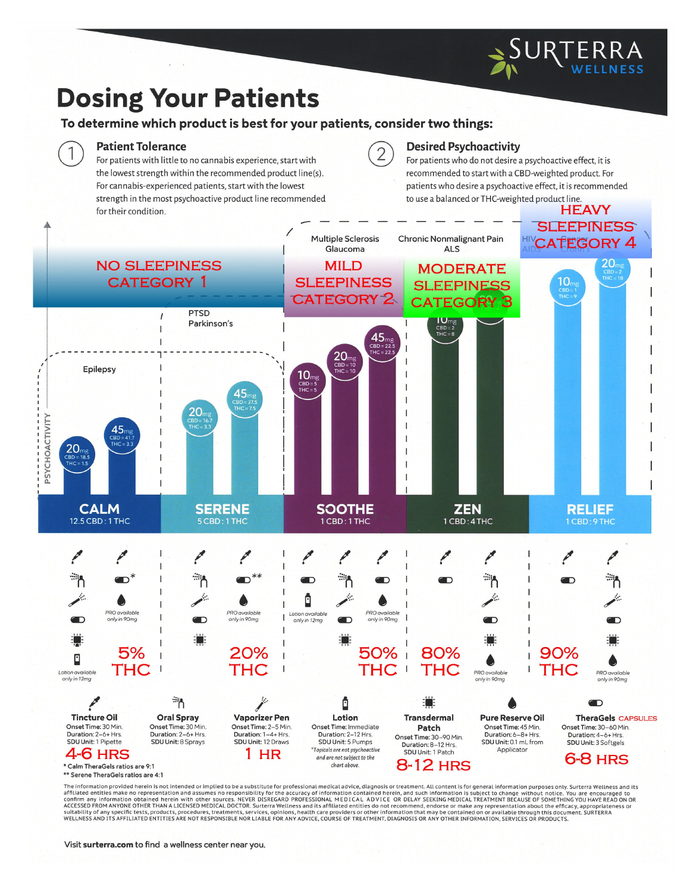# Dosing Your Patients

**To determine which product is best for your patients, consider two things:**

## 1. Patient Tolerance

For patients with little to no cannabis experience, start with the lowest strength within the recommended product line(s). For cannabis-experienced patients, start with the lowest strength in the most psychoactive product line recommended for their condition.

## 2. Desired Psychoactivity

For patients who do not desire a psychoactive effect, it is recommended to start with a CBD-weighted product. For patients who desire a psychoactive effect, it is recommended to use a balanced or THC-weighted product line.

| Product Line | CALM | SERENE | SOOTHE | ZEN | RELIEF |
|---|---|---|---|---|---|
| Ratio | 12.5 CBD : 1 THC | 5 CBD : 1 THC | 1 CBD : 1 THC | 1 CBD : 4 THC | 1 CBD : 9 THC |
| Sleepiness | NO SLEEPINESS CATEGORY 1 | NO SLEEPINESS CATEGORY 1 | MILD SLEEPINESS CATEGORY 2 | MODERATE SLEEPINESS CATEGORY 3 | HEAVY SLEEPINESS CATEGORY 4 |
| Conditions | Epilepsy | Epilepsy; PTSD, Parkinson's | Multiple Sclerosis, Glaucoma | Chronic Nonmalignant Pain, ALS | HIV, AIDS, Cancer, Crohn's |
| Strengths | 20mg (CBD = 18.5, THC = 1.5); 45mg (CBD = 41.7, THC = 3.3) | 20mg (CBD = 16.7, THC = 3.3); 45mg (CBD = 37.5, THC = 7.5) | 10mg (CBD = 5, THC = 5); 20mg (CBD = 10, THC = 10); 45mg (CBD = 22.5, THC = 22.5) | 10mg (CBD = 2, THC = 8); 20mg | 10mg (CBD = 1, THC = 9); 20mg (CBD = 2, THC = 18) |
| THC | 5% THC | 20% THC | 50% THC | 80% THC | 90% THC |

PSYCHOACTIVITY

- CALM: *Lotion available only in 12mg*; *PRO available only in 90mg*
- SERENE: *PRO available only in 90mg*
- SOOTHE: *Lotion available only in 12mg*; *PRO available only in 90mg*
- ZEN: *PRO available only in 90mg*
- RELIEF: *PRO available only in 90mg*

**Tincture Oil**
Onset Time: 30 Min.
Duration: 2–6+ Hrs.
SDU Unit: 1 Pipette
4-6 HRS

**Oral Spray**
Onset Time: 30 Min.
Duration: 2–6+ Hrs.
SDU Unit: 8 Sprays

**Vaporizer Pen**
Onset Time: 2–5 Min.
Duration: 1–4+ Hrs.
SDU Unit: 12 Draws
1 HR

**Lotion**
Onset Time: Immediate
Duration: 2–12 Hrs.
SDU Unit: 5 Pumps
*Topicals are not psychoactive and are not subject to the chart above.*

**Transdermal Patch**
Onset Time: 30–90 Min.
Duration: 8–12 Hrs.
SDU Unit: 1 Patch
8-12 HRS

**Pure Reserve Oil**
Onset Time: 45 Min.
Duration: 6–8+ Hrs.
SDU Unit: 0.1 mL from Applicator

**TheraGels** CAPSULES
Onset Time: 30–60 Min.
Duration: 4–6+ Hrs.
SDU Unit: 3 Softgels
6-8 HRS

\* Calm TheraGels ratios are 9:1
\*\* Serene TheraGels ratios are 4:1

The information provided herein is not intended or implied to be a substitute for professional medical advice, diagnosis or treatment. All content is for general information purposes only. Surterra Wellness and its affiliated entities make no representation and assumes no responsibility for the accuracy of information contained herein, and such information is subject to change without notice. You are encouraged to confirm any information obtained herein with other sources. NEVER DISREGARD PROFESSIONAL MEDICAL ADVICE OR DELAY SEEKING MEDICAL TREATMENT BECAUSE OF SOMETHING YOU HAVE READ ON OR ACCESSED FROM ANYONE OTHER THAN A LICENSED MEDICAL DOCTOR. Surterra Wellness and its affiliated entities do not recommend, endorse or make any representation about the efficacy, appropriateness or suitability of any specific tests, products, procedures, treatments, services, opinions, health care providers or other information that may be contained on or available through this document. SURTERRA WELLNESS AND ITS AFFILIATED ENTITIES ARE NOT RESPONSIBLE NOR LIABLE FOR ANY ADVICE, COURSE OF TREATMENT, DIAGNOSIS OR ANY OTHER INFORMATION, SERVICES OR PRODUCTS.

Visit **surterra.com** to find a wellness center near you.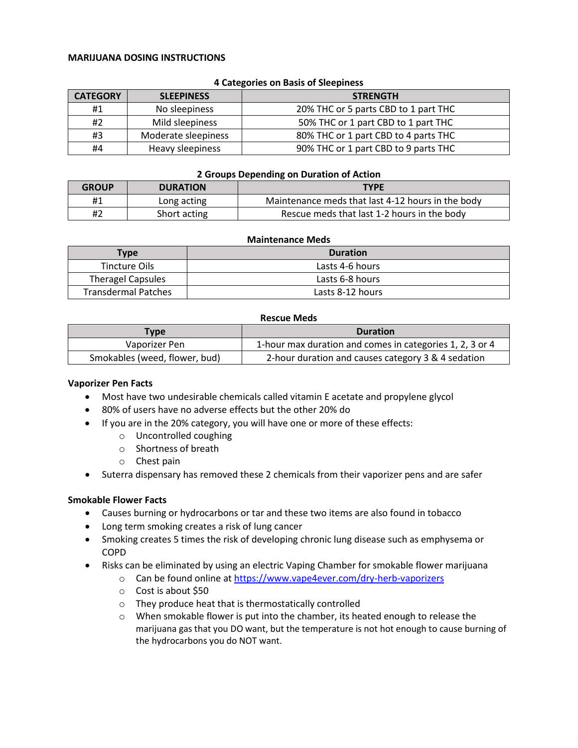**MARIJUANA DOSING INSTRUCTIONS**

**4 Categories on Basis of Sleepiness**

| CATEGORY | SLEEPINESS | STRENGTH |
|---|---|---|
| #1 | No sleepiness | 20% THC or 5 parts CBD to 1 part THC |
| #2 | Mild sleepiness | 50% THC or 1 part CBD to 1 part THC |
| #3 | Moderate sleepiness | 80% THC or 1 part CBD to 4 parts THC |
| #4 | Heavy sleepiness | 90% THC or 1 part CBD to 9 parts THC |

**2 Groups Depending on Duration of Action**

| GROUP | DURATION | TYPE |
|---|---|---|
| #1 | Long acting | Maintenance meds that last 4-12 hours in the body |
| #2 | Short acting | Rescue meds that last 1-2 hours in the body |

**Maintenance Meds**

| Type | Duration |
|---|---|
| Tincture Oils | Lasts 4-6 hours |
| Theragel Capsules | Lasts 6-8 hours |
| Transdermal Patches | Lasts 8-12 hours |

**Rescue Meds**

| Type | Duration |
|---|---|
| Vaporizer Pen | 1-hour max duration and comes in categories 1, 2, 3 or 4 |
| Smokables (weed, flower, bud) | 2-hour duration and causes category 3 & 4 sedation |

**Vaporizer Pen Facts**

- Most have two undesirable chemicals called vitamin E acetate and propylene glycol
- 80% of users have no adverse effects but the other 20% do
- If you are in the 20% category, you will have one or more of these effects:
  - Uncontrolled coughing
  - Shortness of breath
  - Chest pain
- Suterra dispensary has removed these 2 chemicals from their vaporizer pens and are safer

**Smokable Flower Facts**

- Causes burning or hydrocarbons or tar and these two items are also found in tobacco
- Long term smoking creates a risk of lung cancer
- Smoking creates 5 times the risk of developing chronic lung disease such as emphysema or COPD
- Risks can be eliminated by using an electric Vaping Chamber for smokable flower marijuana
  - Can be found online at https://www.vape4ever.com/dry-herb-vaporizers
  - Cost is about $50
  - They produce heat that is thermostatically controlled
  - When smokable flower is put into the chamber, its heated enough to release the marijuana gas that you DO want, but the temperature is not hot enough to cause burning of the hydrocarbons you do NOT want.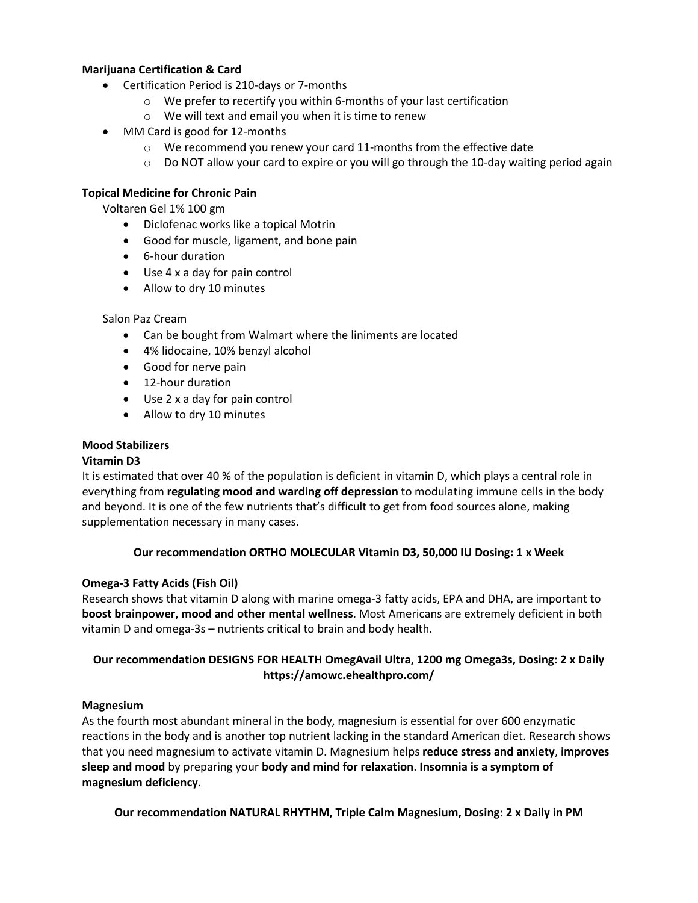**Marijuana Certification & Card**

- Certification Period is 210-days or 7-months
    - We prefer to recertify you within 6-months of your last certification
    - We will text and email you when it is time to renew
- MM Card is good for 12-months
    - We recommend you renew your card 11-months from the effective date
    - Do NOT allow your card to expire or you will go through the 10-day waiting period again

**Topical Medicine for Chronic Pain**

Voltaren Gel 1% 100 gm

- Diclofenac works like a topical Motrin
- Good for muscle, ligament, and bone pain
- 6-hour duration
- Use 4 x a day for pain control
- Allow to dry 10 minutes

Salon Paz Cream

- Can be bought from Walmart where the liniments are located
- 4% lidocaine, 10% benzyl alcohol
- Good for nerve pain
- 12-hour duration
- Use 2 x a day for pain control
- Allow to dry 10 minutes

**Mood Stabilizers**

**Vitamin D3**

It is estimated that over 40 % of the population is deficient in vitamin D, which plays a central role in everything from **regulating mood and warding off depression** to modulating immune cells in the body and beyond. It is one of the few nutrients that's difficult to get from food sources alone, making supplementation necessary in many cases.

**Our recommendation ORTHO MOLECULAR Vitamin D3, 50,000 IU Dosing: 1 x Week**

**Omega-3 Fatty Acids (Fish Oil)**

Research shows that vitamin D along with marine omega-3 fatty acids, EPA and DHA, are important to **boost brainpower, mood and other mental wellness**. Most Americans are extremely deficient in both vitamin D and omega-3s – nutrients critical to brain and body health.

**Our recommendation DESIGNS FOR HEALTH OmegAvail Ultra, 1200 mg Omega3s, Dosing: 2 x Daily https://amowc.ehealthpro.com/**

**Magnesium**

As the fourth most abundant mineral in the body, magnesium is essential for over 600 enzymatic reactions in the body and is another top nutrient lacking in the standard American diet. Research shows that you need magnesium to activate vitamin D. Magnesium helps **reduce stress and anxiety**, **improves sleep and mood** by preparing your **body and mind for relaxation**. **Insomnia is a symptom of magnesium deficiency**.

**Our recommendation NATURAL RHYTHM, Triple Calm Magnesium, Dosing: 2 x Daily in PM**